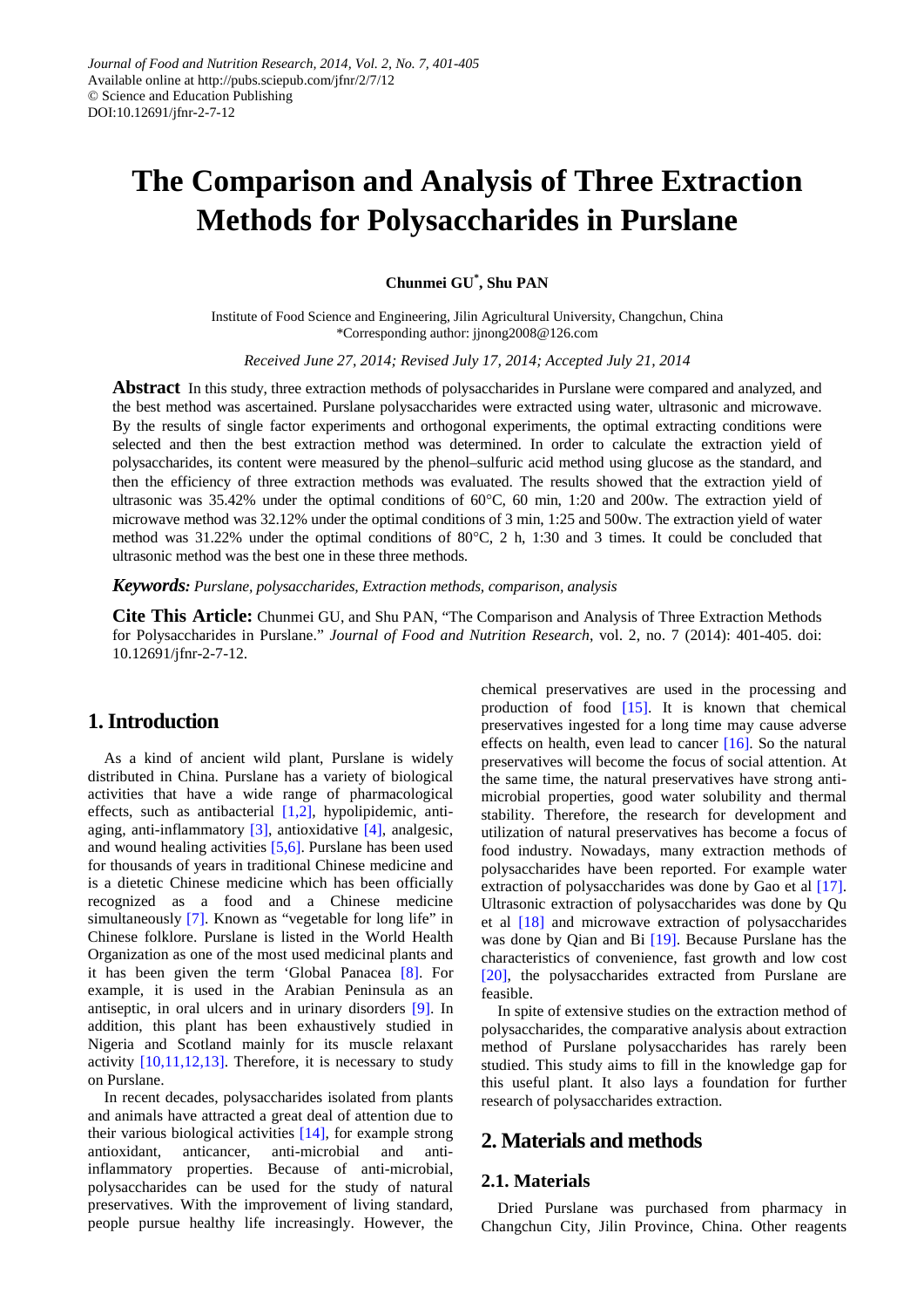Journal of Food and Nutrition Research, 2014, Vol. 2, No. 7, 401-405
Available online at http://pubs.sciepub.com/jfnr/2/7/12
© Science and Education Publishing
DOI:10.12691/jfnr-2-7-12

# The Comparison and Analysis of Three Extraction Methods for Polysaccharides in Purslane

**Chunmei GU*, Shu PAN**

Institute of Food Science and Engineering, Jilin Agricultural University, Changchun, China
*Corresponding author: jjnong2008@126.com

*Received June 27, 2014; Revised July 17, 2014; Accepted July 21, 2014*

**Abstract** In this study, three extraction methods of polysaccharides in Purslane were compared and analyzed, and the best method was ascertained. Purslane polysaccharides were extracted using water, ultrasonic and microwave. By the results of single factor experiments and orthogonal experiments, the optimal extracting conditions were selected and then the best extraction method was determined. In order to calculate the extraction yield of polysaccharides, its content were measured by the phenol–sulfuric acid method using glucose as the standard, and then the efficiency of three extraction methods was evaluated. The results showed that the extraction yield of ultrasonic was 35.42% under the optimal conditions of 60°C, 60 min, 1:20 and 200w. The extraction yield of microwave method was 32.12% under the optimal conditions of 3 min, 1:25 and 500w. The extraction yield of water method was 31.22% under the optimal conditions of 80°C, 2 h, 1:30 and 3 times. It could be concluded that ultrasonic method was the best one in these three methods.

***Keywords:*** *Purslane, polysaccharides, Extraction methods, comparison, analysis*

**Cite This Article:** Chunmei GU, and Shu PAN, "The Comparison and Analysis of Three Extraction Methods for Polysaccharides in Purslane." *Journal of Food and Nutrition Research*, vol. 2, no. 7 (2014): 401-405. doi: 10.12691/jfnr-2-7-12.

## 1. Introduction

As a kind of ancient wild plant, Purslane is widely distributed in China. Purslane has a variety of biological activities that have a wide range of pharmacological effects, such as antibacterial [1,2], hypolipidemic, anti-aging, anti-inflammatory [3], antioxidative [4], analgesic, and wound healing activities [5,6]. Purslane has been used for thousands of years in traditional Chinese medicine and is a dietetic Chinese medicine which has been officially recognized as a food and a Chinese medicine simultaneously [7]. Known as "vegetable for long life" in Chinese folklore. Purslane is listed in the World Health Organization as one of the most used medicinal plants and it has been given the term 'Global Panacea [8]. For example, it is used in the Arabian Peninsula as an antiseptic, in oral ulcers and in urinary disorders [9]. In addition, this plant has been exhaustively studied in Nigeria and Scotland mainly for its muscle relaxant activity [10,11,12,13]. Therefore, it is necessary to study on Purslane.

In recent decades, polysaccharides isolated from plants and animals have attracted a great deal of attention due to their various biological activities [14], for example strong antioxidant, anticancer, anti-microbial and anti-inflammatory properties. Because of anti-microbial, polysaccharides can be used for the study of natural preservatives. With the improvement of living standard, people pursue healthy life increasingly. However, the chemical preservatives are used in the processing and production of food [15]. It is known that chemical preservatives ingested for a long time may cause adverse effects on health, even lead to cancer [16]. So the natural preservatives will become the focus of social attention. At the same time, the natural preservatives have strong anti-microbial properties, good water solubility and thermal stability. Therefore, the research for development and utilization of natural preservatives has become a focus of food industry. Nowadays, many extraction methods of polysaccharides have been reported. For example water extraction of polysaccharides was done by Gao et al [17]. Ultrasonic extraction of polysaccharides was done by Qu et al [18] and microwave extraction of polysaccharides was done by Qian and Bi [19]. Because Purslane has the characteristics of convenience, fast growth and low cost [20], the polysaccharides extracted from Purslane are feasible.

In spite of extensive studies on the extraction method of polysaccharides, the comparative analysis about extraction method of Purslane polysaccharides has rarely been studied. This study aims to fill in the knowledge gap for this useful plant. It also lays a foundation for further research of polysaccharides extraction.

## 2. Materials and methods

### 2.1. Materials

Dried Purslane was purchased from pharmacy in Changchun City, Jilin Province, China. Other reagents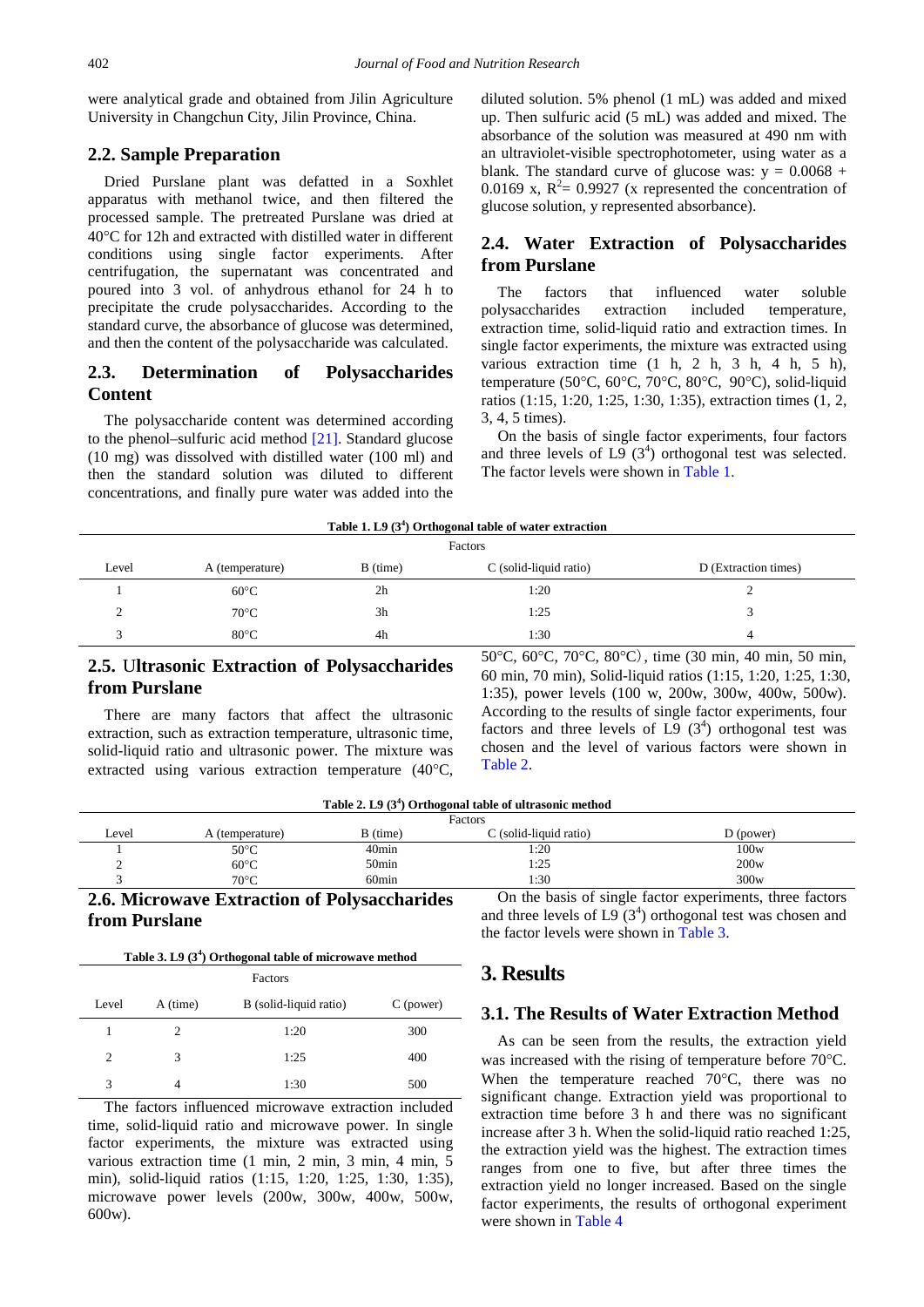were analytical grade and obtained from Jilin Agriculture University in Changchun City, Jilin Province, China.

## 2.2. Sample Preparation

Dried Purslane plant was defatted in a Soxhlet apparatus with methanol twice, and then filtered the processed sample. The pretreated Purslane was dried at 40°C for 12h and extracted with distilled water in different conditions using single factor experiments. After centrifugation, the supernatant was concentrated and poured into 3 vol. of anhydrous ethanol for 24 h to precipitate the crude polysaccharides. According to the standard curve, the absorbance of glucose was determined, and then the content of the polysaccharide was calculated.

## 2.3. Determination of Polysaccharides Content

The polysaccharide content was determined according to the phenol–sulfuric acid method [21]. Standard glucose (10 mg) was dissolved with distilled water (100 ml) and then the standard solution was diluted to different concentrations, and finally pure water was added into the diluted solution. 5% phenol (1 mL) was added and mixed up. Then sulfuric acid (5 mL) was added and mixed. The absorbance of the solution was measured at 490 nm with an ultraviolet-visible spectrophotometer, using water as a blank. The standard curve of glucose was: $y = 0.0068 + 0.0169\ x$, $R^2 = 0.9927$ (x represented the concentration of glucose solution, y represented absorbance).

## 2.4. Water Extraction of Polysaccharides from Purslane

The factors that influenced water soluble polysaccharides extraction included temperature, extraction time, solid-liquid ratio and extraction times. In single factor experiments, the mixture was extracted using various extraction time (1 h, 2 h, 3 h, 4 h, 5 h), temperature (50°C, 60°C, 70°C, 80°C, 90°C), solid-liquid ratios (1:15, 1:20, 1:25, 1:30, 1:35), extraction times (1, 2, 3, 4, 5 times).

On the basis of single factor experiments, four factors and three levels of L9 ($3^4$) orthogonal test was selected. The factor levels were shown in Table 1.

**Table 1. L9 ($3^4$) Orthogonal table of water extraction**

| | Factors | | | |
|---|---|---|---|---|
| Level | A (temperature) | B (time) | C (solid-liquid ratio) | D (Extraction times) |
| 1 | 60°C | 2h | 1:20 | 2 |
| 2 | 70°C | 3h | 1:25 | 3 |
| 3 | 80°C | 4h | 1:30 | 4 |

## 2.5. Ultrasonic Extraction of Polysaccharides from Purslane

There are many factors that affect the ultrasonic extraction, such as extraction temperature, ultrasonic time, solid-liquid ratio and ultrasonic power. The mixture was extracted using various extraction temperature (40°C, 50°C, 60°C, 70°C, 80°C), time (30 min, 40 min, 50 min, 60 min, 70 min), Solid-liquid ratios (1:15, 1:20, 1:25, 1:30, 1:35), power levels (100 w, 200w, 300w, 400w, 500w). According to the results of single factor experiments, four factors and three levels of L9 ($3^4$) orthogonal test was chosen and the level of various factors were shown in Table 2.

**Table 2. L9 ($3^4$) Orthogonal table of ultrasonic method**

| | Factors | | | |
|---|---|---|---|---|
| Level | A (temperature) | B (time) | C (solid-liquid ratio) | D (power) |
| 1 | 50°C | 40min | 1:20 | 100w |
| 2 | 60°C | 50min | 1:25 | 200w |
| 3 | 70°C | 60min | 1:30 | 300w |

## 2.6. Microwave Extraction of Polysaccharides from Purslane

**Table 3. L9 ($3^4$) Orthogonal table of microwave method**

| | Factors | | |
|---|---|---|---|
| Level | A (time) | B (solid-liquid ratio) | C (power) |
| 1 | 2 | 1:20 | 300 |
| 2 | 3 | 1:25 | 400 |
| 3 | 4 | 1:30 | 500 |

The factors influenced microwave extraction included time, solid-liquid ratio and microwave power. In single factor experiments, the mixture was extracted using various extraction time (1 min, 2 min, 3 min, 4 min, 5 min), solid-liquid ratios (1:15, 1:20, 1:25, 1:30, 1:35), microwave power levels (200w, 300w, 400w, 500w, 600w).

On the basis of single factor experiments, three factors and three levels of L9 ($3^4$) orthogonal test was chosen and the factor levels were shown in Table 3.

# 3. Results

## 3.1. The Results of Water Extraction Method

As can be seen from the results, the extraction yield was increased with the rising of temperature before 70°C. When the temperature reached 70°C, there was no significant change. Extraction yield was proportional to extraction time before 3 h and there was no significant increase after 3 h. When the solid-liquid ratio reached 1:25, the extraction yield was the highest. The extraction times ranges from one to five, but after three times the extraction yield no longer increased. Based on the single factor experiments, the results of orthogonal experiment were shown in Table 4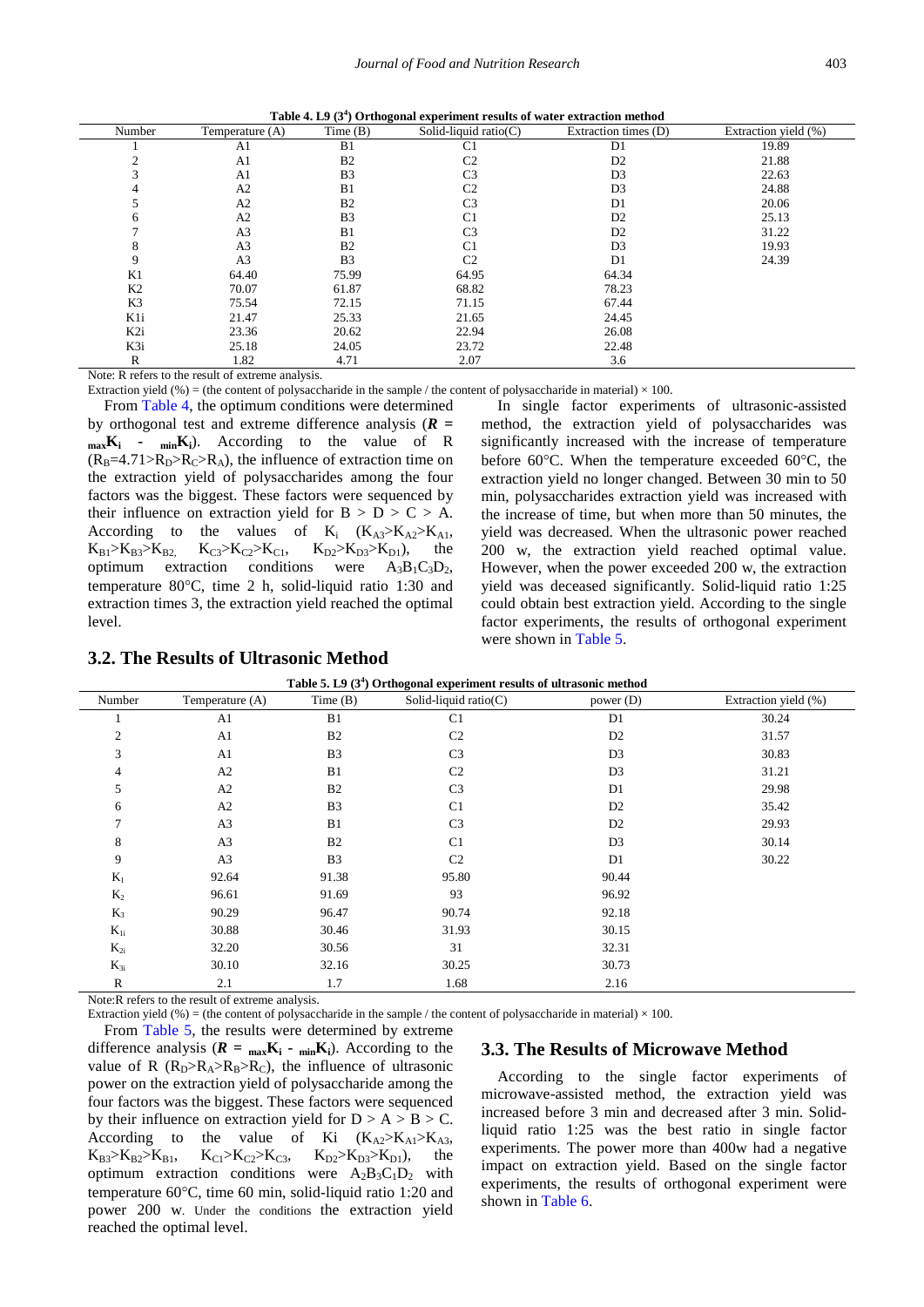**Table 4. L9 ($3^4$) Orthogonal experiment results of water extraction method**

| Number | Temperature (A) | Time (B) | Solid-liquid ratio(C) | Extraction times (D) | Extraction yield (%) |
|---|---|---|---|---|---|
| 1 | A1 | B1 | C1 | D1 | 19.89 |
| 2 | A1 | B2 | C2 | D2 | 21.88 |
| 3 | A1 | B3 | C3 | D3 | 22.63 |
| 4 | A2 | B1 | C2 | D3 | 24.88 |
| 5 | A2 | B2 | C3 | D1 | 20.06 |
| 6 | A2 | B3 | C1 | D2 | 25.13 |
| 7 | A3 | B1 | C3 | D2 | 31.22 |
| 8 | A3 | B2 | C1 | D3 | 19.93 |
| 9 | A3 | B3 | C2 | D1 | 24.39 |
| K1 | 64.40 | 75.99 | 64.95 | 64.34 | |
| K2 | 70.07 | 61.87 | 68.82 | 78.23 | |
| K3 | 75.54 | 72.15 | 71.15 | 67.44 | |
| K1i | 21.47 | 25.33 | 21.65 | 24.45 | |
| K2i | 23.36 | 20.62 | 22.94 | 26.08 | |
| K3i | 25.18 | 24.05 | 23.72 | 22.48 | |
| R | 1.82 | 4.71 | 2.07 | 3.6 | |

Note: R refers to the result of extreme analysis.

Extraction yield (%) = (the content of polysaccharide in the sample / the content of polysaccharide in material) × 100.

From Table 4, the optimum conditions were determined by orthogonal test and extreme difference analysis ($R = {}_{max}K_i - {}_{min}K_i$). According to the value of R ($R_B$=4.71>$R_D$>$R_C$>$R_A$), the influence of extraction time on the extraction yield of polysaccharides among the four factors was the biggest. These factors were sequenced by their influence on extraction yield for B > D > C > A. According to the values of $K_i$ ($K_{A3}$>$K_{A2}$>$K_{A1}$, $K_{B1}$>$K_{B3}$>$K_{B2}$, $K_{C3}$>$K_{C2}$>$K_{C1}$, $K_{D2}$>$K_{D3}$>$K_{D1}$), the optimum extraction conditions were $A_3B_1C_3D_2$, temperature 80°C, time 2 h, solid-liquid ratio 1:30 and extraction times 3, the extraction yield reached the optimal level.

## 3.2. The Results of Ultrasonic Method

In single factor experiments of ultrasonic-assisted method, the extraction yield of polysaccharides was significantly increased with the increase of temperature before 60°C. When the temperature exceeded 60°C, the extraction yield no longer changed. Between 30 min to 50 min, polysaccharides extraction yield was increased with the increase of time, but when more than 50 minutes, the yield was decreased. When the ultrasonic power reached 200 w, the extraction yield reached optimal value. However, when the power exceeded 200 w, the extraction yield was deceased significantly. Solid-liquid ratio 1:25 could obtain best extraction yield. According to the single factor experiments, the results of orthogonal experiment were shown in Table 5.

**Table 5. L9 ($3^4$) Orthogonal experiment results of ultrasonic method**

| Number | Temperature (A) | Time (B) | Solid-liquid ratio(C) | power (D) | Extraction yield (%) |
|---|---|---|---|---|---|
| 1 | A1 | B1 | C1 | D1 | 30.24 |
| 2 | A1 | B2 | C2 | D2 | 31.57 |
| 3 | A1 | B3 | C3 | D3 | 30.83 |
| 4 | A2 | B1 | C2 | D3 | 31.21 |
| 5 | A2 | B2 | C3 | D1 | 29.98 |
| 6 | A2 | B3 | C1 | D2 | 35.42 |
| 7 | A3 | B1 | C3 | D2 | 29.93 |
| 8 | A3 | B2 | C1 | D3 | 30.14 |
| 9 | A3 | B3 | C2 | D1 | 30.22 |
| $K_1$ | 92.64 | 91.38 | 95.80 | 90.44 | |
| $K_2$ | 96.61 | 91.69 | 93 | 96.92 | |
| $K_3$ | 90.29 | 96.47 | 90.74 | 92.18 | |
| $K_{1i}$ | 30.88 | 30.46 | 31.93 | 30.15 | |
| $K_{2i}$ | 32.20 | 30.56 | 31 | 32.31 | |
| $K_{3i}$ | 30.10 | 32.16 | 30.25 | 30.73 | |
| R | 2.1 | 1.7 | 1.68 | 2.16 | |

Note:R refers to the result of extreme analysis.

Extraction yield (%) = (the content of polysaccharide in the sample / the content of polysaccharide in material) × 100.

From Table 5, the results were determined by extreme difference analysis ($R = {}_{max}K_i - {}_{min}K_i$). According to the value of R ($R_D$>$R_A$>$R_B$>$R_C$), the influence of ultrasonic power on the extraction yield of polysaccharide among the four factors was the biggest. These factors were sequenced by their influence on extraction yield for D > A > B > C. According to the value of Ki ($K_{A2}$>$K_{A1}$>$K_{A3}$, $K_{B3}$>$K_{B2}$>$K_{B1}$, $K_{C1}$>$K_{C2}$>$K_{C3}$, $K_{D2}$>$K_{D3}$>$K_{D1}$), the optimum extraction conditions were $A_2B_3C_1D_2$ with temperature 60°C, time 60 min, solid-liquid ratio 1:20 and power 200 w. Under the conditions the extraction yield reached the optimal level.

## 3.3. The Results of Microwave Method

According to the single factor experiments of microwave-assisted method, the extraction yield was increased before 3 min and decreased after 3 min. Solid-liquid ratio 1:25 was the best ratio in single factor experiments. The power more than 400w had a negative impact on extraction yield. Based on the single factor experiments, the results of orthogonal experiment were shown in Table 6.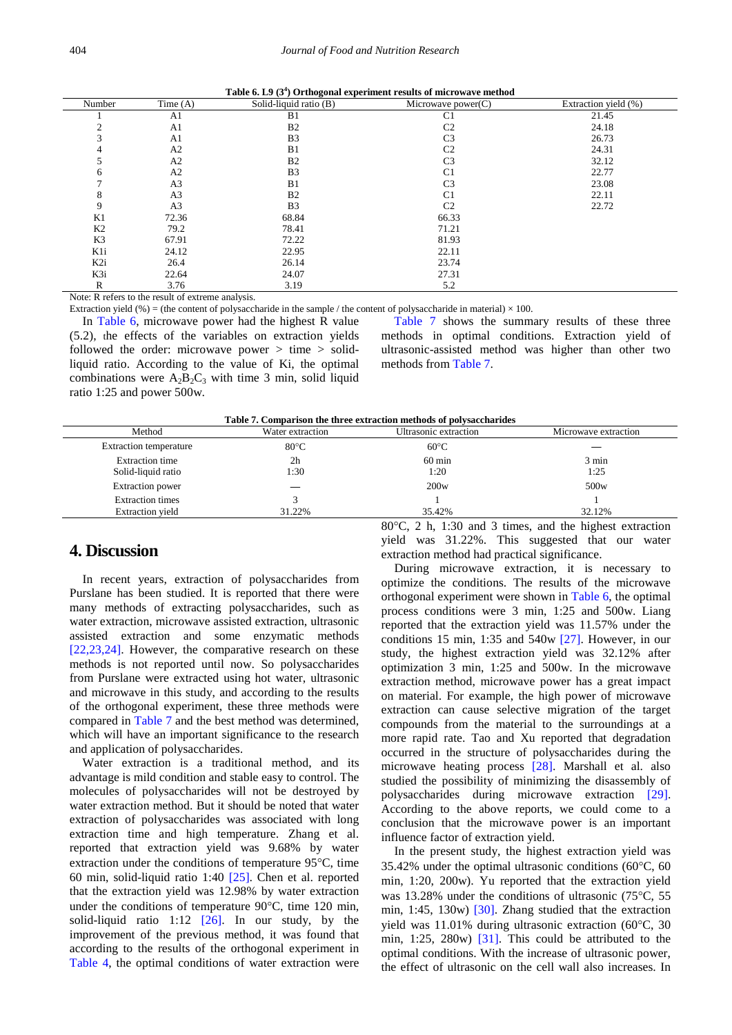**Table 6. L9 ($3^4$) Orthogonal experiment results of microwave method**

| Number | Time (A) | Solid-liquid ratio (B) | Microwave power(C) | Extraction yield (%) |
|---|---|---|---|---|
| 1 | A1 | B1 | C1 | 21.45 |
| 2 | A1 | B2 | C2 | 24.18 |
| 3 | A1 | B3 | C3 | 26.73 |
| 4 | A2 | B1 | C2 | 24.31 |
| 5 | A2 | B2 | C3 | 32.12 |
| 6 | A2 | B3 | C1 | 22.77 |
| 7 | A3 | B1 | C3 | 23.08 |
| 8 | A3 | B2 | C1 | 22.11 |
| 9 | A3 | B3 | C2 | 22.72 |
| K1 | 72.36 | 68.84 | 66.33 | |
| K2 | 79.2 | 78.41 | 71.21 | |
| K3 | 67.91 | 72.22 | 81.93 | |
| K1i | 24.12 | 22.95 | 22.11 | |
| K2i | 26.4 | 26.14 | 23.74 | |
| K3i | 22.64 | 24.07 | 27.31 | |
| R | 3.76 | 3.19 | 5.2 | |

Note: R refers to the result of extreme analysis.

Extraction yield (%) = (the content of polysaccharide in the sample / the content of polysaccharide in material) × 100.

In Table 6, microwave power had the highest R value (5.2), the effects of the variables on extraction yields followed the order: microwave power > time > solid-liquid ratio. According to the value of Ki, the optimal combinations were $A_2B_2C_3$ with time 3 min, solid liquid ratio 1:25 and power 500w.

Table 7 shows the summary results of these three methods in optimal conditions. Extraction yield of ultrasonic-assisted method was higher than other two methods from Table 7.

**Table 7. Comparison the three extraction methods of polysaccharides**

| Method | Water extraction | Ultrasonic extraction | Microwave extraction |
|---|---|---|---|
| Extraction temperature | 80°C | 60°C | — |
| Extraction time | 2h | 60 min | 3 min |
| Solid-liquid ratio | 1:30 | 1:20 | 1:25 |
| Extraction power | — | 200w | 500w |
| Extraction times | 3 | 1 | 1 |
| Extraction yield | 31.22% | 35.42% | 32.12% |

## 4. Discussion

In recent years, extraction of polysaccharides from Purslane has been studied. It is reported that there were many methods of extracting polysaccharides, such as water extraction, microwave assisted extraction, ultrasonic assisted extraction and some enzymatic methods [22,23,24]. However, the comparative research on these methods is not reported until now. So polysaccharides from Purslane were extracted using hot water, ultrasonic and microwave in this study, and according to the results of the orthogonal experiment, these three methods were compared in Table 7 and the best method was determined, which will have an important significance to the research and application of polysaccharides.

Water extraction is a traditional method, and its advantage is mild condition and stable easy to control. The molecules of polysaccharides will not be destroyed by water extraction method. But it should be noted that water extraction of polysaccharides was associated with long extraction time and high temperature. Zhang et al. reported that extraction yield was 9.68% by water extraction under the conditions of temperature 95°C, time 60 min, solid-liquid ratio 1:40 [25]. Chen et al. reported that the extraction yield was 12.98% by water extraction under the conditions of temperature 90°C, time 120 min, solid-liquid ratio 1:12 [26]. In our study, by the improvement of the previous method, it was found that according to the results of the orthogonal experiment in Table 4, the optimal conditions of water extraction were 80°C, 2 h, 1:30 and 3 times, and the highest extraction yield was 31.22%. This suggested that our water extraction method had practical significance.

During microwave extraction, it is necessary to optimize the conditions. The results of the microwave orthogonal experiment were shown in Table 6, the optimal process conditions were 3 min, 1:25 and 500w. Liang reported that the extraction yield was 11.57% under the conditions 15 min, 1:35 and 540w [27]. However, in our study, the highest extraction yield was 32.12% after optimization 3 min, 1:25 and 500w. In the microwave extraction method, microwave power has a great impact on material. For example, the high power of microwave extraction can cause selective migration of the target compounds from the material to the surroundings at a more rapid rate. Tao and Xu reported that degradation occurred in the structure of polysaccharides during the microwave heating process [28]. Marshall et al. also studied the possibility of minimizing the disassembly of polysaccharides during microwave extraction [29]. According to the above reports, we could come to a conclusion that the microwave power is an important influence factor of extraction yield.

In the present study, the highest extraction yield was 35.42% under the optimal ultrasonic conditions (60°C, 60 min, 1:20, 200w). Yu reported that the extraction yield was 13.28% under the conditions of ultrasonic (75°C, 55 min, 1:45, 130w) [30]. Zhang studied that the extraction yield was 11.01% during ultrasonic extraction (60°C, 30 min, 1:25, 280w) [31]. This could be attributed to the optimal conditions. With the increase of ultrasonic power, the effect of ultrasonic on the cell wall also increases. In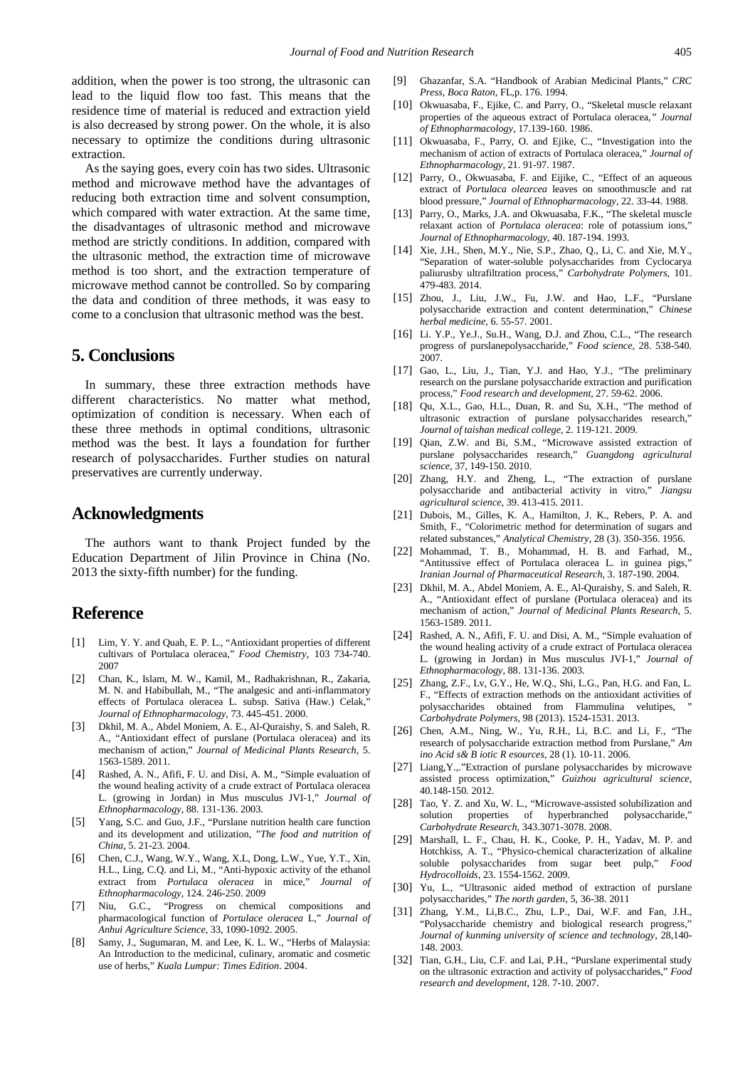addition, when the power is too strong, the ultrasonic can lead to the liquid flow too fast. This means that the residence time of material is reduced and extraction yield is also decreased by strong power. On the whole, it is also necessary to optimize the conditions during ultrasonic extraction.

As the saying goes, every coin has two sides. Ultrasonic method and microwave method have the advantages of reducing both extraction time and solvent consumption, which compared with water extraction. At the same time, the disadvantages of ultrasonic method and microwave method are strictly conditions. In addition, compared with the ultrasonic method, the extraction time of microwave method is too short, and the extraction temperature of microwave method cannot be controlled. So by comparing the data and condition of three methods, it was easy to come to a conclusion that ultrasonic method was the best.

# 5. Conclusions

In summary, these three extraction methods have different characteristics. No matter what method, optimization of condition is necessary. When each of these three methods in optimal conditions, ultrasonic method was the best. It lays a foundation for further research of polysaccharides. Further studies on natural preservatives are currently underway.

# Acknowledgments

The authors want to thank Project funded by the Education Department of Jilin Province in China (No. 2013 the sixty-fifth number) for the funding.

# Reference

[1] Lim, Y. Y. and Quah, E. P. L., "Antioxidant properties of different cultivars of Portulaca oleracea," *Food Chemistry*, 103 734-740. 2007

[2] Chan, K., Islam, M. W., Kamil, M., Radhakrishnan, R., Zakaria, M. N. and Habibullah, M., "The analgesic and anti-inflammatory effects of Portulaca oleracea L. subsp. Sativa (Haw.) Celak," *Journal of Ethnopharmacology*, 73. 445-451. 2000.

[3] Dkhil, M. A., Abdel Moniem, A. E., Al-Quraishy, S. and Saleh, R. A., "Antioxidant effect of purslane (Portulaca oleracea) and its mechanism of action," *Journal of Medicinal Plants Research*, 5. 1563-1589. 2011.

[4] Rashed, A. N., Afifi, F. U. and Disi, A. M., "Simple evaluation of the wound healing activity of a crude extract of Portulaca oleracea L. (growing in Jordan) in Mus musculus JVI-1," *Journal of Ethnopharmacology*, 88. 131-136. 2003.

[5] Yang, S.C. and Guo, J.F., "Purslane nutrition health care function and its development and utilization, "*The food and nutrition of China*, 5. 21-23. 2004.

[6] Chen, C.J., Wang, W.Y., Wang, X.L, Dong, L.W., Yue, Y.T., Xin, H.L., Ling, C.Q. and Li, M., "Anti-hypoxic activity of the ethanol extract from *Portulaca oleracea* in mice," *Journal of Ethnopharmacology*, 124. 246-250. 2009

[7] Niu, G.C., "Progress on chemical compositions and pharmacological function of *Portulace oleracea* L," *Journal of Anhui Agriculture Science*, 33, 1090-1092. 2005.

[8] Samy, J., Sugumaran, M. and Lee, K. L. W., "Herbs of Malaysia: An Introduction to the medicinal, culinary, aromatic and cosmetic use of herbs," *Kuala Lumpur: Times Edition*. 2004.

[9] Ghazanfar, S.A. "Handbook of Arabian Medicinal Plants," *CRC Press, Boca Raton*, FL,p. 176. 1994.

[10] Okwuasaba, F., Ejike, C. and Parry, O., "Skeletal muscle relaxant properties of the aqueous extract of Portulaca oleracea," *Journal of Ethnopharmacology*, 17.139-160. 1986.

[11] Okwuasaba, F., Parry, O. and Ejike, C., "Investigation into the mechanism of action of extracts of Portulaca oleracea," *Journal of Ethnopharmacology*, 21. 91-97. 1987.

[12] Parry, O., Okwuasaba, F. and Eijike, C., "Effect of an aqueous extract of *Portulaca olearcea* leaves on smoothmuscle and rat blood pressure," *Journal of Ethnopharmacology*, 22. 33-44. 1988.

[13] Parry, O., Marks, J.A. and Okwuasaba, F.K., "The skeletal muscle relaxant action of *Portulaca oleracea*: role of potassium ions," *Journal of Ethnopharmacology*, 40. 187-194. 1993.

[14] Xie, J.H., Shen, M.Y., Nie, S.P., Zhao, Q., Li, C. and Xie, M.Y., "Separation of water-soluble polysaccharides from Cyclocarya paliurusby ultrafiltration process," *Carbohydrate Polymers*, 101. 479-483. 2014.

[15] Zhou, J., Liu, J.W., Fu, J.W. and Hao, L.F., "Purslane polysaccharide extraction and content determination," *Chinese herbal medicine*, 6. 55-57. 2001.

[16] Li. Y.P., Ye.J., Su.H., Wang, D.J. and Zhou, C.L., "The research progress of purslanepolysaccharide," *Food science*, 28. 538-540. 2007.

[17] Gao, L., Liu, J., Tian, Y.J. and Hao, Y.J., "The preliminary research on the purslane polysaccharide extraction and purification process," *Food research and development*, 27. 59-62. 2006.

[18] Qu, X.L., Gao, H.L., Duan, R. and Su, X.H., "The method of ultrasonic extraction of purslane polysaccharides research," *Journal of taishan medical college*, 2. 119-121. 2009.

[19] Qian, Z.W. and Bi, S.M., "Microwave assisted extraction of purslane polysaccharides research," *Guangdong agricultural science*, 37, 149-150. 2010.

[20] Zhang, H.Y. and Zheng, L., "The extraction of purslane polysaccharide and antibacterial activity in vitro," *Jiangsu agricultural science*, 39. 413-415. 2011.

[21] Dubois, M., Gilles, K. A., Hamilton, J. K., Rebers, P. A. and Smith, F., "Colorimetric method for determination of sugars and related substances," *Analytical Chemistry*, 28 (3). 350-356. 1956.

[22] Mohammad, T. B., Mohammad, H. B. and Farhad, M., "Antitussive effect of Portulaca oleracea L. in guinea pigs," *Iranian Journal of Pharmaceutical Research*, 3. 187-190. 2004.

[23] Dkhil, M. A., Abdel Moniem, A. E., Al-Quraishy, S. and Saleh, R. A., "Antioxidant effect of purslane (Portulaca oleracea) and its mechanism of action," *Journal of Medicinal Plants Research*, 5. 1563-1589. 2011.

[24] Rashed, A. N., Afifi, F. U. and Disi, A. M., "Simple evaluation of the wound healing activity of a crude extract of Portulaca oleracea L. (growing in Jordan) in Mus musculus JVI-1," *Journal of Ethnopharmacology*, 88. 131-136. 2003.

[25] Zhang, Z.F., Lv, G.Y., He, W.Q., Shi, L.G., Pan, H.G. and Fan, L. F., "Effects of extraction methods on the antioxidant activities of polysaccharides obtained from Flammulina velutipes, " *Carbohydrate Polymers*, 98 (2013). 1524-1531. 2013.

[26] Chen, A.M., Ning, W., Yu, R.H., Li, B.C. and Li, F., "The research of polysaccharide extraction method from Purslane," *Am ino Acid s& B iotic R esources*, 28 (1). 10-11. 2006.

[27] Liang,Y.,."Extraction of purslane polysaccharides by microwave assisted process optimization," *Guizhou agricultural science*, 40.148-150. 2012.

[28] Tao, Y. Z. and Xu, W. L., "Microwave-assisted solubilization and solution properties of hyperbranched polysaccharide," *Carbohydrate Research*, 343.3071-3078. 2008.

[29] Marshall, L. F., Chau, H. K., Cooke, P. H., Yadav, M. P. and Hotchkiss, A. T., "Physico-chemical characterization of alkaline soluble polysaccharides from sugar beet pulp," *Food Hydrocolloids*, 23. 1554-1562. 2009.

[30] Yu, L., "Ultrasonic aided method of extraction of purslane polysaccharides," *The north garden*, 5, 36-38. 2011

[31] Zhang, Y.M., Li,B.C., Zhu, L.P., Dai, W.F. and Fan, J.H., "Polysaccharide chemistry and biological research progress," *Journal of kunming university of science and technology*, 28,140-148. 2003.

[32] Tian, G.H., Liu, C.F. and Lai, P.H., "Purslane experimental study on the ultrasonic extraction and activity of polysaccharides," *Food research and development*, 128. 7-10. 2007.